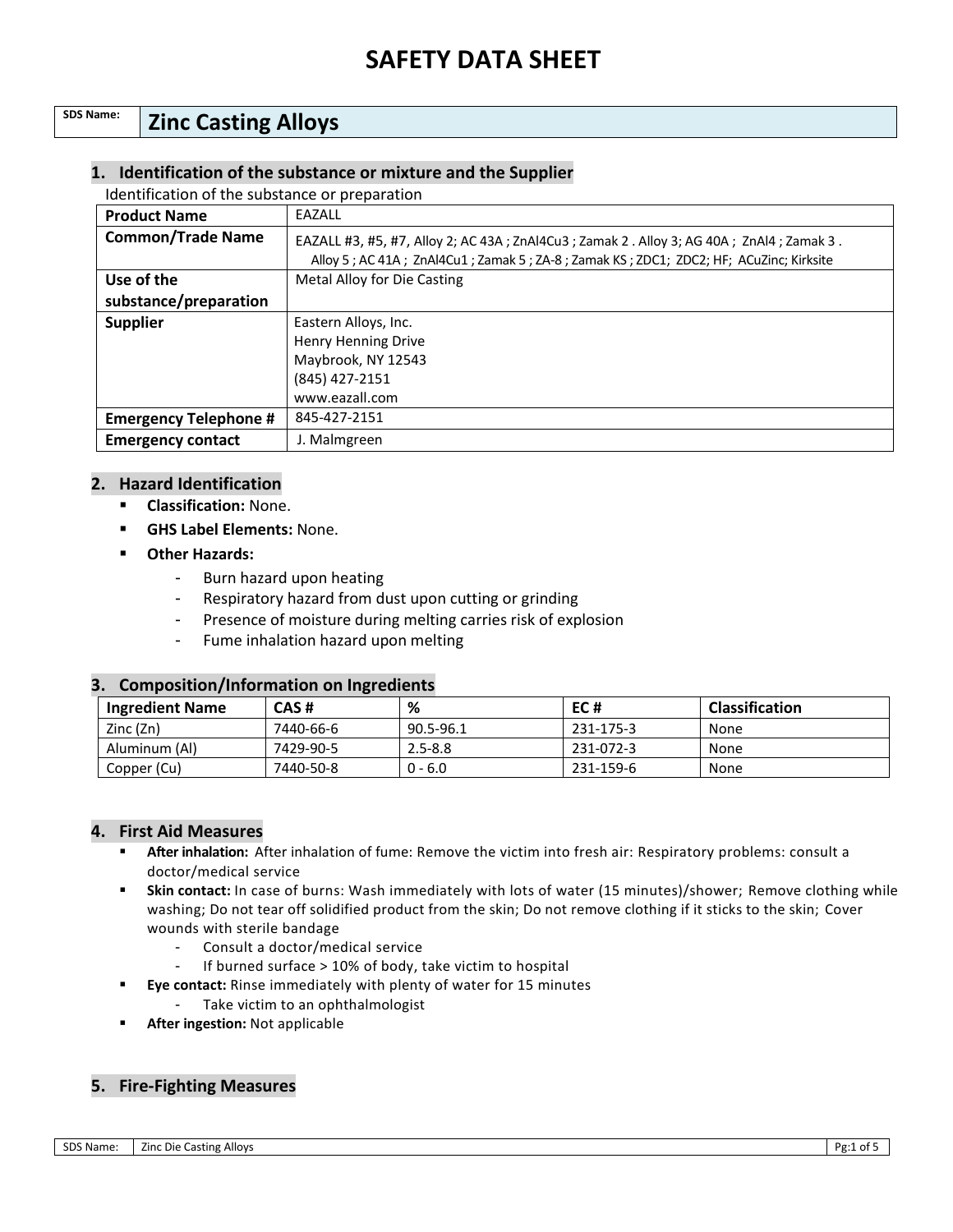# SAFETY DATA SHEET

| SDS Name: | Zinc Casting Alloys |
|---|---|

## 1. Identification of the substance or mixture and the Supplier

Identification of the substance or preparation

| Product Name | EAZALL |
|---|---|
| Common/Trade Name | EAZALL #3, #5, #7, Alloy 2; AC 43A ; ZnAl4Cu3 ; Zamak 2 . Alloy 3; AG 40A ; ZnAl4 ; Zamak 3 . Alloy 5 ; AC 41A ; ZnAl4Cu1 ; Zamak 5 ; ZA-8 ; Zamak KS ; ZDC1; ZDC2; HF; ACuZinc; Kirksite |
| Use of the substance/preparation | Metal Alloy for Die Casting |
| Supplier | Eastern Alloys, Inc.<br>Henry Henning Drive<br>Maybrook, NY 12543<br>(845) 427-2151<br>www.eazall.com |
| Emergency Telephone # | 845-427-2151 |
| Emergency contact | J. Malmgreen |

## 2. Hazard Identification

- **Classification:** None.
- **GHS Label Elements:** None.
- **Other Hazards:**
  - Burn hazard upon heating
  - Respiratory hazard from dust upon cutting or grinding
  - Presence of moisture during melting carries risk of explosion
  - Fume inhalation hazard upon melting

## 3. Composition/Information on Ingredients

| Ingredient Name | CAS # | % | EC # | Classification |
|---|---|---|---|---|
| Zinc (Zn) | 7440-66-6 | 90.5-96.1 | 231-175-3 | None |
| Aluminum (Al) | 7429-90-5 | 2.5-8.8 | 231-072-3 | None |
| Copper (Cu) | 7440-50-8 | 0 - 6.0 | 231-159-6 | None |

## 4. First Aid Measures

- **After inhalation:** After inhalation of fume: Remove the victim into fresh air: Respiratory problems: consult a doctor/medical service
- **Skin contact:** In case of burns: Wash immediately with lots of water (15 minutes)/shower; Remove clothing while washing; Do not tear off solidified product from the skin; Do not remove clothing if it sticks to the skin; Cover wounds with sterile bandage
  - Consult a doctor/medical service
  - If burned surface > 10% of body, take victim to hospital
- **Eye contact:** Rinse immediately with plenty of water for 15 minutes
  - Take victim to an ophthalmologist
- **After ingestion:** Not applicable

## 5. Fire-Fighting Measures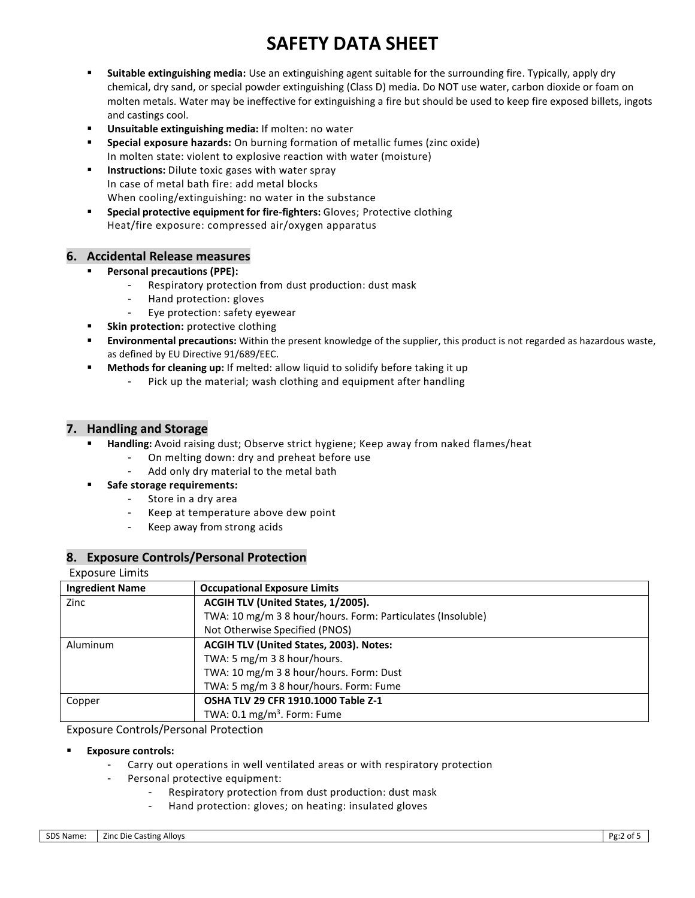- **Suitable extinguishing media:** Use an extinguishing agent suitable for the surrounding fire. Typically, apply dry chemical, dry sand, or special powder extinguishing (Class D) media. Do NOT use water, carbon dioxide or foam on molten metals. Water may be ineffective for extinguishing a fire but should be used to keep fire exposed billets, ingots and castings cool.
- **Unsuitable extinguishing media:** If molten: no water
- **Special exposure hazards:** On burning formation of metallic fumes (zinc oxide)
  In molten state: violent to explosive reaction with water (moisture)
- **Instructions:** Dilute toxic gases with water spray
  In case of metal bath fire: add metal blocks
  When cooling/extinguishing: no water in the substance
- **Special protective equipment for fire-fighters:** Gloves; Protective clothing
  Heat/fire exposure: compressed air/oxygen apparatus

## 6. Accidental Release measures

- **Personal precautions (PPE):**
  - Respiratory protection from dust production: dust mask
  - Hand protection: gloves
  - Eye protection: safety eyewear
- **Skin protection:** protective clothing
- **Environmental precautions:** Within the present knowledge of the supplier, this product is not regarded as hazardous waste, as defined by EU Directive 91/689/EEC.
- **Methods for cleaning up:** If melted: allow liquid to solidify before taking it up
  - Pick up the material; wash clothing and equipment after handling

## 7. Handling and Storage

- **Handling:** Avoid raising dust; Observe strict hygiene; Keep away from naked flames/heat
  - On melting down: dry and preheat before use
  - Add only dry material to the metal bath
- **Safe storage requirements:**
  - Store in a dry area
  - Keep at temperature above dew point
  - Keep away from strong acids

## 8. Exposure Controls/Personal Protection

Exposure Limits

| Ingredient Name | Occupational Exposure Limits |
|---|---|
| Zinc | **ACGIH TLV (United States, 1/2005).**<br>TWA: 10 mg/m 3 8 hour/hours. Form: Particulates (Insoluble)<br>Not Otherwise Specified (PNOS) |
| Aluminum | **ACGIH TLV (United States, 2003). Notes:**<br>TWA: 5 mg/m 3 8 hour/hours.<br>TWA: 10 mg/m 3 8 hour/hours. Form: Dust<br>TWA: 5 mg/m 3 8 hour/hours. Form: Fume |
| Copper | **OSHA TLV 29 CFR 1910.1000 Table Z-1**<br>TWA: 0.1 $mg/m^3$. Form: Fume |

Exposure Controls/Personal Protection

- **Exposure controls:**
  - Carry out operations in well ventilated areas or with respiratory protection
  - Personal protective equipment:
    - Respiratory protection from dust production: dust mask
    - Hand protection: gloves; on heating: insulated gloves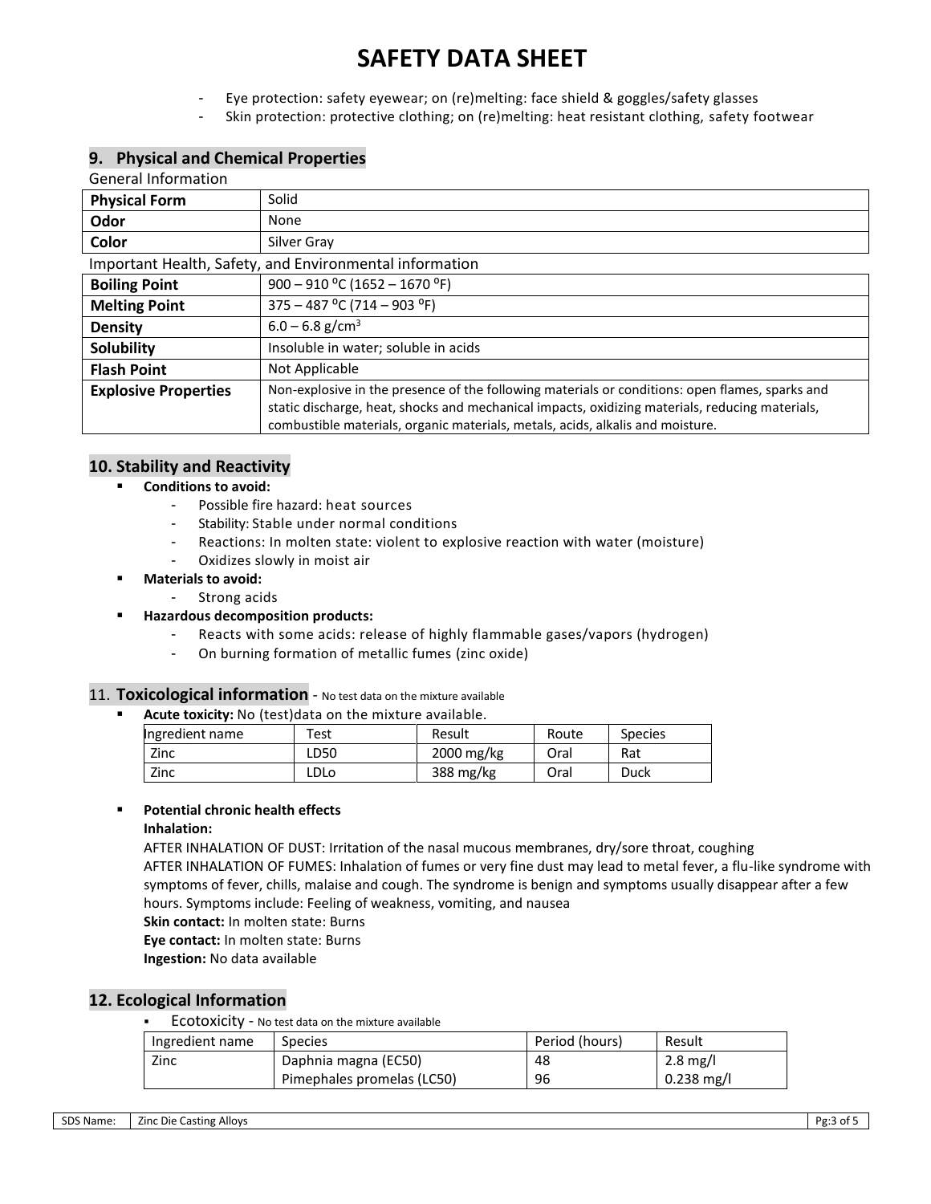# SAFETY DATA SHEET

- Eye protection: safety eyewear; on (re)melting: face shield & goggles/safety glasses
- Skin protection: protective clothing; on (re)melting: heat resistant clothing, safety footwear

## 9. Physical and Chemical Properties

General Information

| **Physical Form** | Solid |
|---|---|
| **Odor** | None |
| **Color** | Silver Gray |

Important Health, Safety, and Environmental information

| **Boiling Point** | 900 – 910 ⁰C (1652 – 1670 ⁰F) |
|---|---|
| **Melting Point** | 375 – 487 ⁰C (714 – 903 ⁰F) |
| **Density** | 6.0 – 6.8 g/cm$^3$ |
| **Solubility** | Insoluble in water; soluble in acids |
| **Flash Point** | Not Applicable |
| **Explosive Properties** | Non-explosive in the presence of the following materials or conditions: open flames, sparks and static discharge, heat, shocks and mechanical impacts, oxidizing materials, reducing materials, combustible materials, organic materials, metals, acids, alkalis and moisture. |

## 10. Stability and Reactivity

- **Conditions to avoid:**
  - Possible fire hazard: heat sources
  - Stability: Stable under normal conditions
  - Reactions: In molten state: violent to explosive reaction with water (moisture)
  - Oxidizes slowly in moist air
- **Materials to avoid:**
  - Strong acids
- **Hazardous decomposition products:**
  - Reacts with some acids: release of highly flammable gases/vapors (hydrogen)
  - On burning formation of metallic fumes (zinc oxide)

## 11. Toxicological information - No test data on the mixture available

- **Acute toxicity:** No (test)data on the mixture available.

| Ingredient name | Test | Result | Route | Species |
|---|---|---|---|---|
| Zinc | LD50 | 2000 mg/kg | Oral | Rat |
| Zinc | LDLo | 388 mg/kg | Oral | Duck |

- **Potential chronic health effects**

**Inhalation:**

AFTER INHALATION OF DUST: Irritation of the nasal mucous membranes, dry/sore throat, coughing

AFTER INHALATION OF FUMES: Inhalation of fumes or very fine dust may lead to metal fever, a flu-like syndrome with symptoms of fever, chills, malaise and cough. The syndrome is benign and symptoms usually disappear after a few hours. Symptoms include: Feeling of weakness, vomiting, and nausea

**Skin contact:** In molten state: Burns

**Eye contact:** In molten state: Burns

**Ingestion:** No data available

## 12. Ecological Information

- Ecotoxicity - No test data on the mixture available

| Ingredient name | Species | Period (hours) | Result |
|---|---|---|---|
| Zinc | Daphnia magna (EC50) | 48 | 2.8 mg/l |
| | Pimephales promelas (LC50) | 96 | 0.238 mg/l |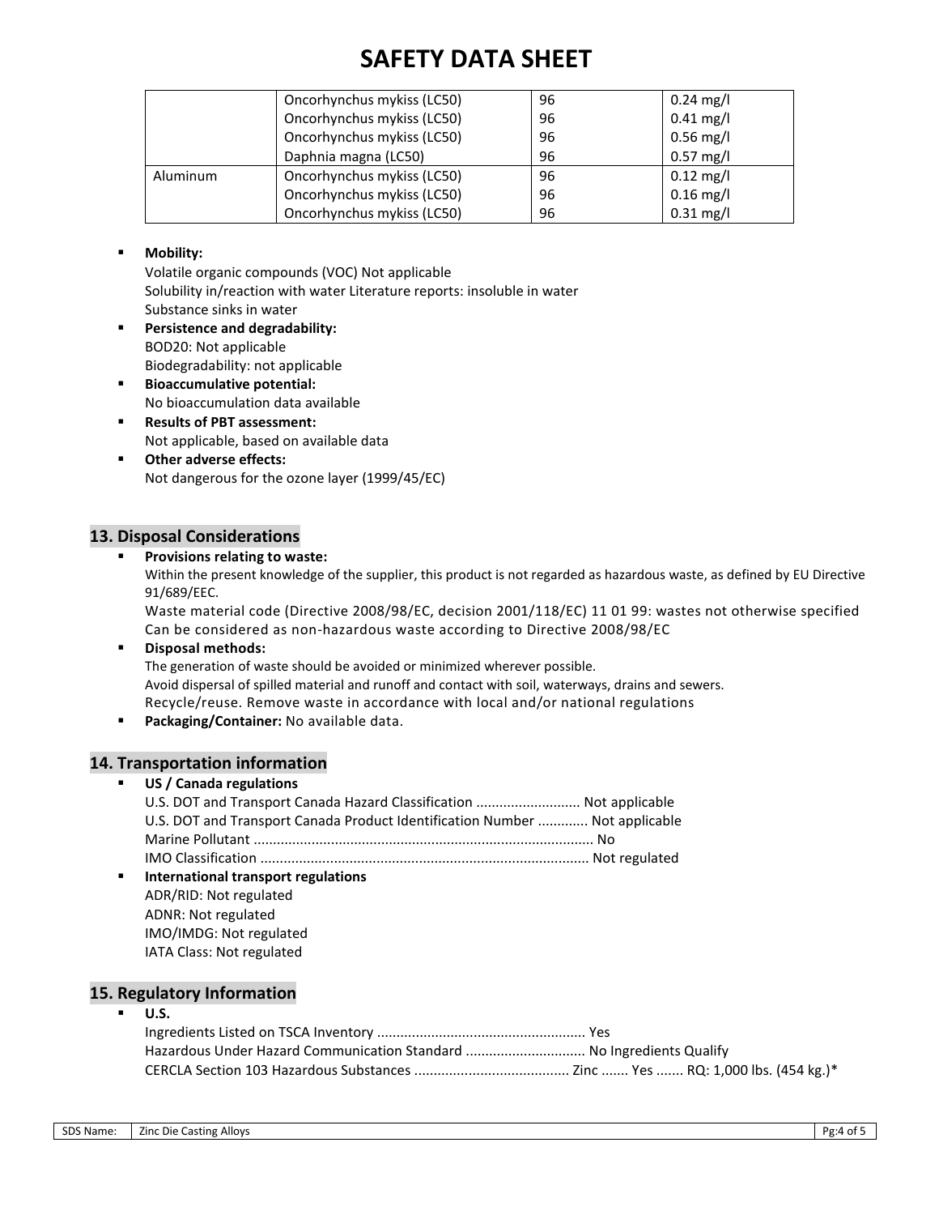| | | | |
|---|---|---|---|
| | Oncorhynchus mykiss (LC50) | 96 | 0.24 mg/l |
| | Oncorhynchus mykiss (LC50) | 96 | 0.41 mg/l |
| | Oncorhynchus mykiss (LC50) | 96 | 0.56 mg/l |
| | Daphnia magna (LC50) | 96 | 0.57 mg/l |
| Aluminum | Oncorhynchus mykiss (LC50) | 96 | 0.12 mg/l |
| | Oncorhynchus mykiss (LC50) | 96 | 0.16 mg/l |
| | Oncorhynchus mykiss (LC50) | 96 | 0.31 mg/l |

- **Mobility:**
  Volatile organic compounds (VOC) Not applicable
  Solubility in/reaction with water Literature reports: insoluble in water
  Substance sinks in water
- **Persistence and degradability:**
  BOD20: Not applicable
  Biodegradability: not applicable
- **Bioaccumulative potential:**
  No bioaccumulation data available
- **Results of PBT assessment:**
  Not applicable, based on available data
- **Other adverse effects:**
  Not dangerous for the ozone layer (1999/45/EC)

## 13. Disposal Considerations

- **Provisions relating to waste:**
  Within the present knowledge of the supplier, this product is not regarded as hazardous waste, as defined by EU Directive 91/689/EEC.
  Waste material code (Directive 2008/98/EC, decision 2001/118/EC) 11 01 99: wastes not otherwise specified
  Can be considered as non-hazardous waste according to Directive 2008/98/EC
- **Disposal methods:**
  The generation of waste should be avoided or minimized wherever possible.
  Avoid dispersal of spilled material and runoff and contact with soil, waterways, drains and sewers.
  Recycle/reuse. Remove waste in accordance with local and/or national regulations
- **Packaging/Container:** No available data.

## 14. Transportation information

- **US / Canada regulations**
  U.S. DOT and Transport Canada Hazard Classification ........................... Not applicable
  U.S. DOT and Transport Canada Product Identification Number ............. Not applicable
  Marine Pollutant ....................................................................................... No
  IMO Classification ..................................................................................... Not regulated
- **International transport regulations**
  ADR/RID: Not regulated
  ADNR: Not regulated
  IMO/IMDG: Not regulated
  IATA Class: Not regulated

## 15. Regulatory Information

- **U.S.**
  Ingredients Listed on TSCA Inventory ..................................................... Yes
  Hazardous Under Hazard Communication Standard .............................. No Ingredients Qualify
  CERCLA Section 103 Hazardous Substances ........................................ Zinc ....... Yes ....... RQ: 1,000 lbs. (454 kg.)*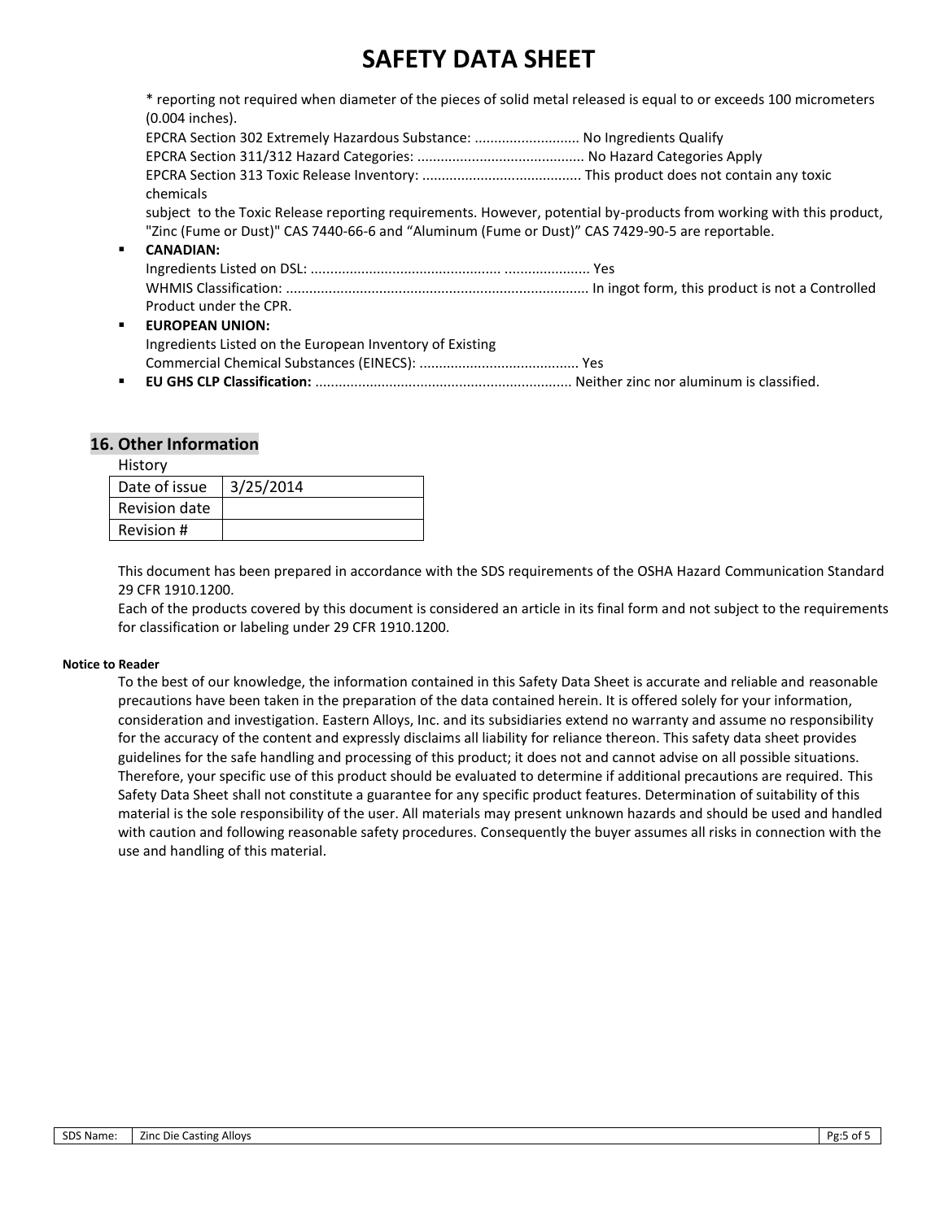* reporting not required when diameter of the pieces of solid metal released is equal to or exceeds 100 micrometers (0.004 inches).

EPCRA Section 302 Extremely Hazardous Substance: ........................... No Ingredients Qualify

EPCRA Section 311/312 Hazard Categories: .......................................... No Hazard Categories Apply

EPCRA Section 313 Toxic Release Inventory: ......................................... This product does not contain any toxic chemicals

subject to the Toxic Release reporting requirements. However, potential by-products from working with this product, "Zinc (Fume or Dust)" CAS 7440-66-6 and "Aluminum (Fume or Dust)" CAS 7429-90-5 are reportable.

- **CANADIAN:**
  Ingredients Listed on DSL: .................................................. ...................... Yes
  WHMIS Classification: ............................................................................. In ingot form, this product is not a Controlled Product under the CPR.
- **EUROPEAN UNION:**
  Ingredients Listed on the European Inventory of Existing
  Commercial Chemical Substances (EINECS): ......................................... Yes
- **EU GHS CLP Classification:** ................................................................. Neither zinc nor aluminum is classified.

## 16. Other Information

History

| | |
|---|---|
| Date of issue | 3/25/2014 |
| Revision date | |
| Revision # | |

This document has been prepared in accordance with the SDS requirements of the OSHA Hazard Communication Standard 29 CFR 1910.1200.

Each of the products covered by this document is considered an article in its final form and not subject to the requirements for classification or labeling under 29 CFR 1910.1200.

**Notice to Reader**

To the best of our knowledge, the information contained in this Safety Data Sheet is accurate and reliable and reasonable precautions have been taken in the preparation of the data contained herein. It is offered solely for your information, consideration and investigation. Eastern Alloys, Inc. and its subsidiaries extend no warranty and assume no responsibility for the accuracy of the content and expressly disclaims all liability for reliance thereon. This safety data sheet provides guidelines for the safe handling and processing of this product; it does not and cannot advise on all possible situations. Therefore, your specific use of this product should be evaluated to determine if additional precautions are required. This Safety Data Sheet shall not constitute a guarantee for any specific product features. Determination of suitability of this material is the sole responsibility of the user. All materials may present unknown hazards and should be used and handled with caution and following reasonable safety procedures. Consequently the buyer assumes all risks in connection with the use and handling of this material.